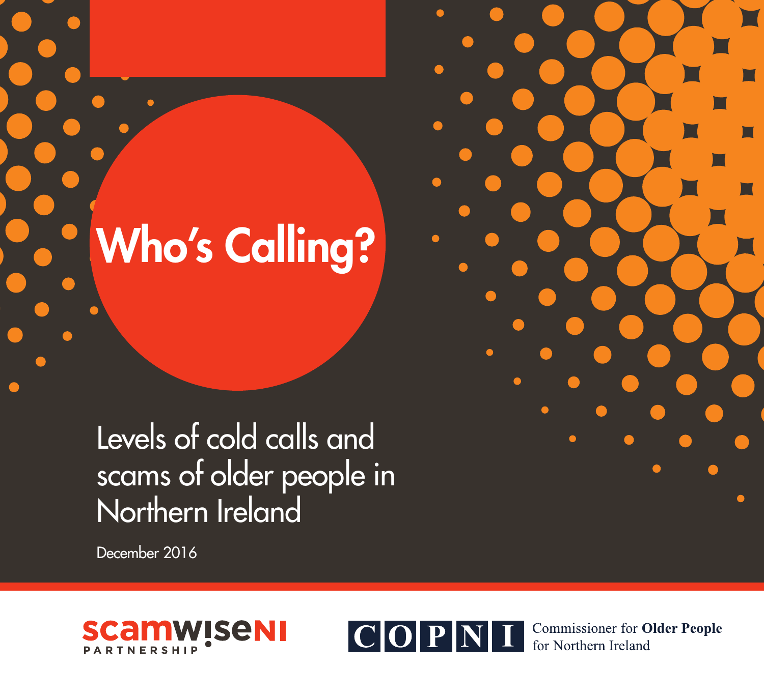# Who's Calling?

## Levels of cold calls and scams of older people in Northern Ireland

December 2016

scamwiseNI PARTNERSHIP

COPNI Commissioner for **Older People** for Northern Ireland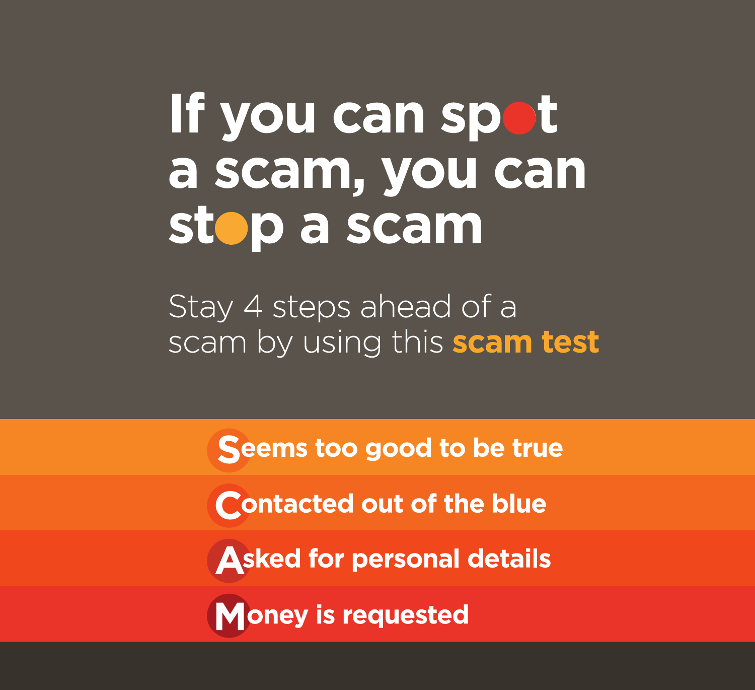# If you can spot a scam, you can stop a scam

Stay 4 steps ahead of a scam by using this **scam test**

- **S**eems too good to be true
- **C**ontacted out of the blue
- **A**sked for personal details
- **M**oney is requested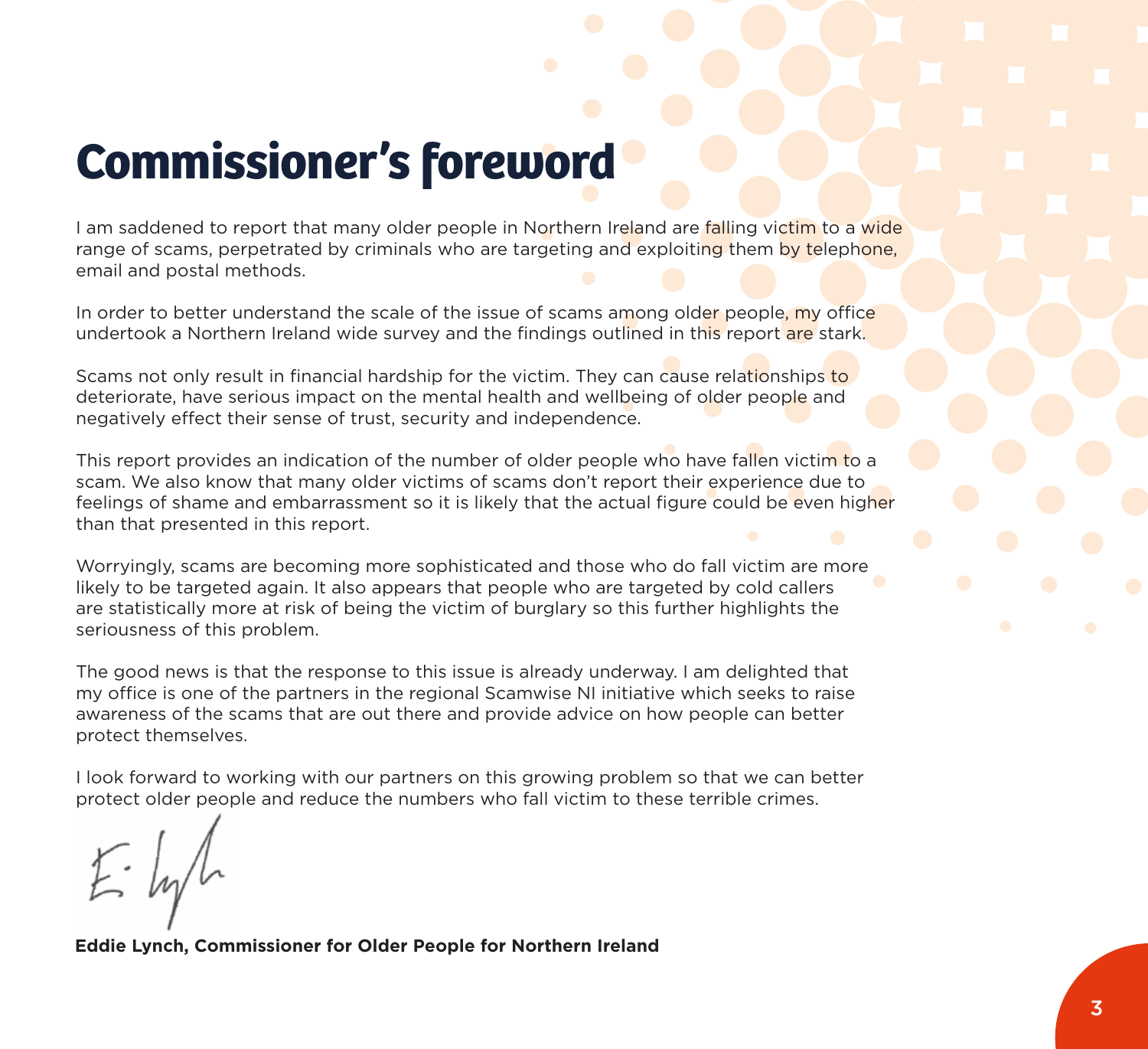# Commissioner's foreword

I am saddened to report that many older people in Northern Ireland are falling victim to a wide range of scams, perpetrated by criminals who are targeting and exploiting them by telephone, email and postal methods.

In order to better understand the scale of the issue of scams among older people, my office undertook a Northern Ireland wide survey and the findings outlined in this report are stark.

Scams not only result in financial hardship for the victim. They can cause relationships to deteriorate, have serious impact on the mental health and wellbeing of older people and negatively effect their sense of trust, security and independence.

This report provides an indication of the number of older people who have fallen victim to a scam. We also know that many older victims of scams don't report their experience due to feelings of shame and embarrassment so it is likely that the actual figure could be even higher than that presented in this report.

Worryingly, scams are becoming more sophisticated and those who do fall victim are more likely to be targeted again. It also appears that people who are targeted by cold callers are statistically more at risk of being the victim of burglary so this further highlights the seriousness of this problem.

The good news is that the response to this issue is already underway. I am delighted that my office is one of the partners in the regional Scamwise NI initiative which seeks to raise awareness of the scams that are out there and provide advice on how people can better protect themselves.

I look forward to working with our partners on this growing problem so that we can better protect older people and reduce the numbers who fall victim to these terrible crimes.

**Eddie Lynch, Commissioner for Older People for Northern Ireland**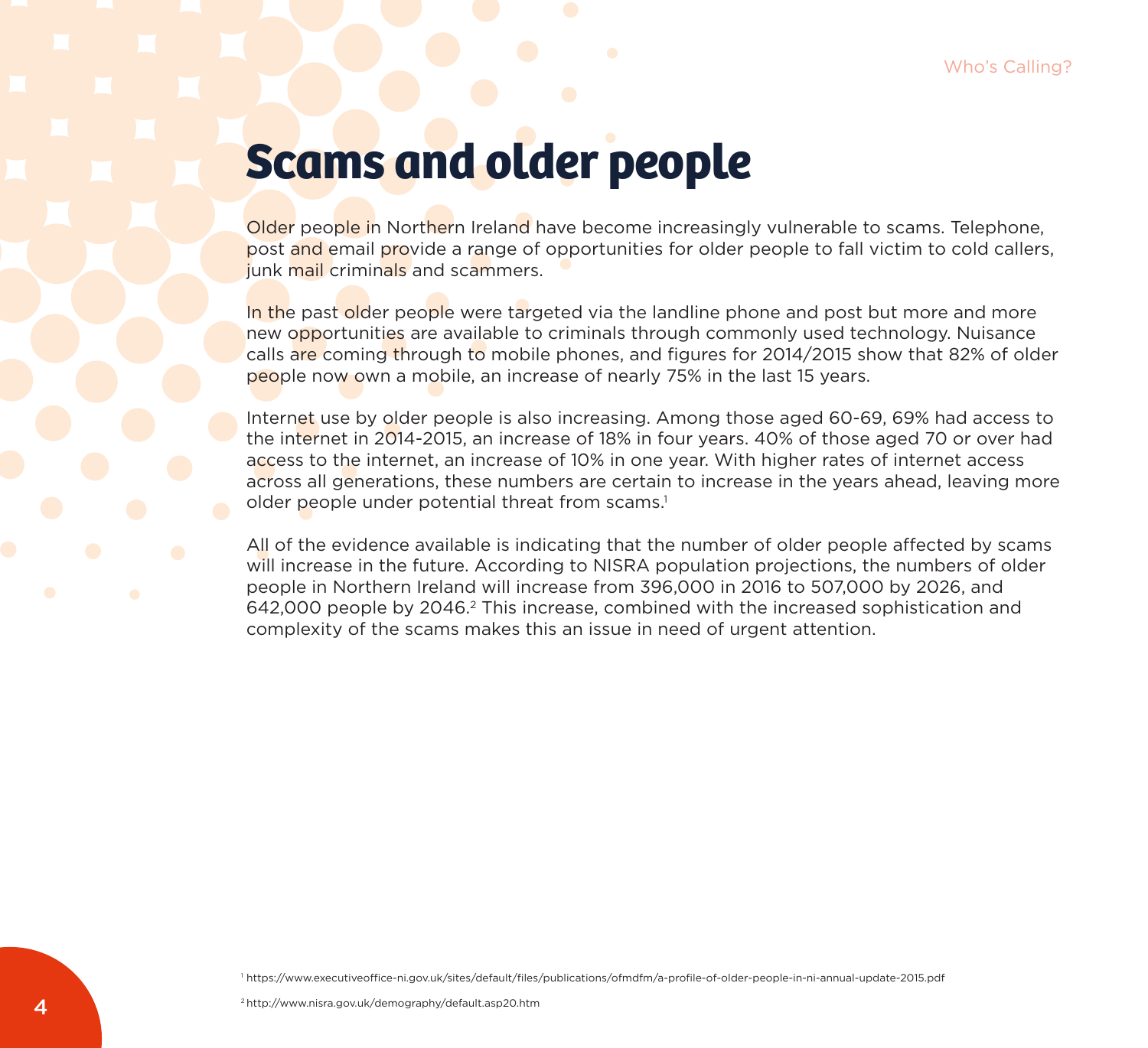# Scams and older people

Older people in Northern Ireland have become increasingly vulnerable to scams. Telephone, post and email provide a range of opportunities for older people to fall victim to cold callers, junk mail criminals and scammers.

In the past older people were targeted via the landline phone and post but more and more new opportunities are available to criminals through commonly used technology. Nuisance calls are coming through to mobile phones, and figures for 2014/2015 show that 82% of older people now own a mobile, an increase of nearly 75% in the last 15 years.

Internet use by older people is also increasing. Among those aged 60-69, 69% had access to the internet in 2014-2015, an increase of 18% in four years. 40% of those aged 70 or over had access to the internet, an increase of 10% in one year. With higher rates of internet access across all generations, these numbers are certain to increase in the years ahead, leaving more older people under potential threat from scams.[1]

All of the evidence available is indicating that the number of older people affected by scams will increase in the future. According to NISRA population projections, the numbers of older people in Northern Ireland will increase from 396,000 in 2016 to 507,000 by 2026, and 642,000 people by 2046.[2] This increase, combined with the increased sophistication and complexity of the scams makes this an issue in need of urgent attention.

[1] https://www.executiveoffice-ni.gov.uk/sites/default/files/publications/ofmdfm/a-profile-of-older-people-in-ni-annual-update-2015.pdf

[2] http://www.nisra.gov.uk/demography/default.asp20.htm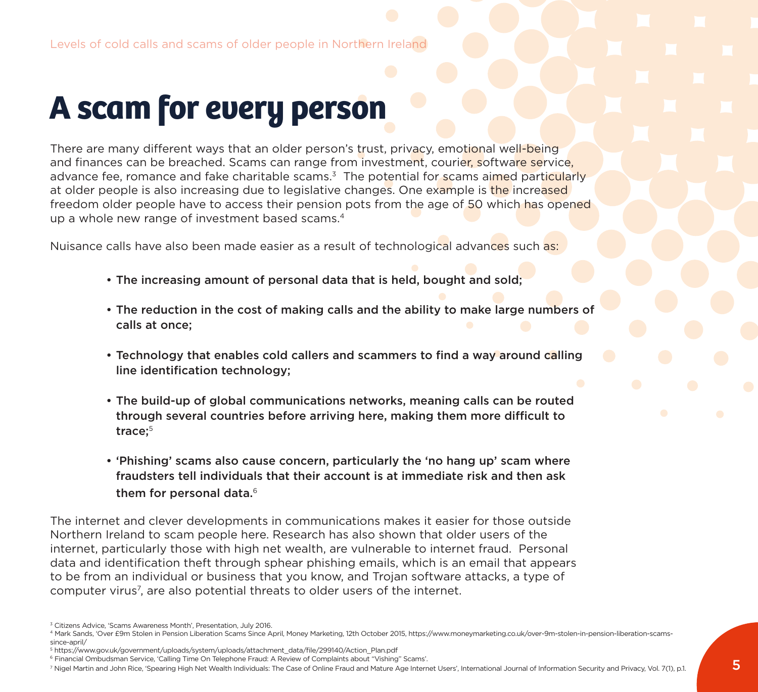# A scam for every person

There are many different ways that an older person's trust, privacy, emotional well-being and finances can be breached. Scams can range from investment, courier, software service, advance fee, romance and fake charitable scams.[3] The potential for scams aimed particularly at older people is also increasing due to legislative changes. One example is the increased freedom older people have to access their pension pots from the age of 50 which has opened up a whole new range of investment based scams.[4]

Nuisance calls have also been made easier as a result of technological advances such as:

- **The increasing amount of personal data that is held, bought and sold;**
- **The reduction in the cost of making calls and the ability to make large numbers of calls at once;**
- **Technology that enables cold callers and scammers to find a way around calling line identification technology;**
- **The build-up of global communications networks, meaning calls can be routed through several countries before arriving here, making them more difficult to trace;**[5]
- **'Phishing' scams also cause concern, particularly the 'no hang up' scam where fraudsters tell individuals that their account is at immediate risk and then ask them for personal data.**[6]

The internet and clever developments in communications makes it easier for those outside Northern Ireland to scam people here. Research has also shown that older users of the internet, particularly those with high net wealth, are vulnerable to internet fraud. Personal data and identification theft through sphear phishing emails, which is an email that appears to be from an individual or business that you know, and Trojan software attacks, a type of computer virus[7], are also potential threats to older users of the internet.

---

[3] Citizens Advice, 'Scams Awareness Month', Presentation, July 2016.

[4] Mark Sands, 'Over £9m Stolen in Pension Liberation Scams Since April, Money Marketing, 12th October 2015, https://www.moneymarketing.co.uk/over-9m-stolen-in-pension-liberation-scams-since-april/

[5] https://www.gov.uk/government/uploads/system/uploads/attachment_data/file/299140/Action_Plan.pdf

[6] Financial Ombudsman Service, 'Calling Time On Telephone Fraud: A Review of Complaints about "Vishing" Scams'.

[7] Nigel Martin and John Rice, 'Spearing High Net Wealth Individuals: The Case of Online Fraud and Mature Age Internet Users', International Journal of Information Security and Privacy, Vol. 7(1), p.1.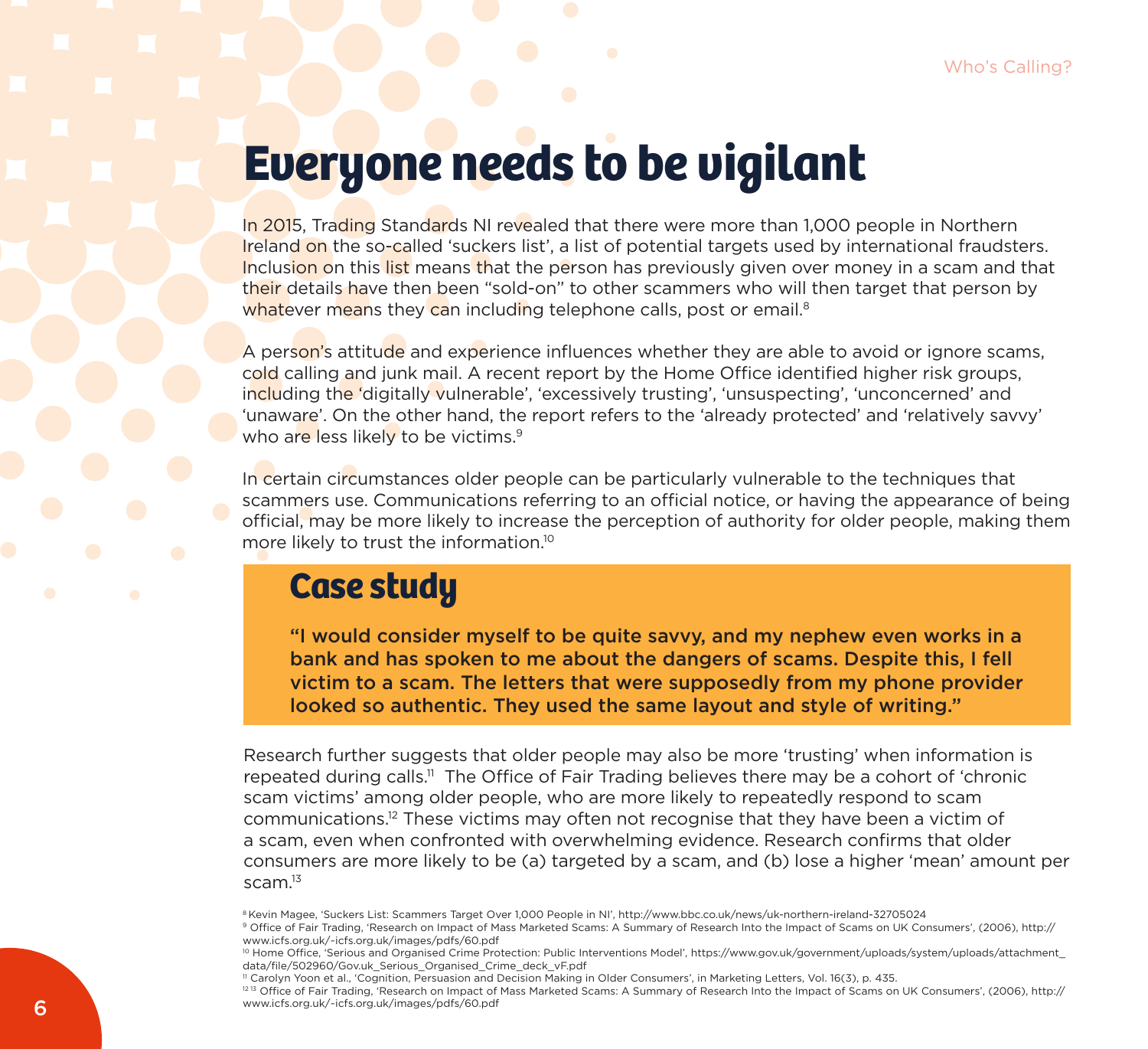# Everyone needs to be vigilant

In 2015, Trading Standards NI revealed that there were more than 1,000 people in Northern Ireland on the so-called 'suckers list', a list of potential targets used by international fraudsters. Inclusion on this list means that the person has previously given over money in a scam and that their details have then been "sold-on" to other scammers who will then target that person by whatever means they can including telephone calls, post or email.[8]

A person's attitude and experience influences whether they are able to avoid or ignore scams, cold calling and junk mail. A recent report by the Home Office identified higher risk groups, including the 'digitally vulnerable', 'excessively trusting', 'unsuspecting', 'unconcerned' and 'unaware'. On the other hand, the report refers to the 'already protected' and 'relatively savvy' who are less likely to be victims.[9]

In certain circumstances older people can be particularly vulnerable to the techniques that scammers use. Communications referring to an official notice, or having the appearance of being official, may be more likely to increase the perception of authority for older people, making them more likely to trust the information.[10]

## Case study

**"I would consider myself to be quite savvy, and my nephew even works in a bank and has spoken to me about the dangers of scams. Despite this, I fell victim to a scam. The letters that were supposedly from my phone provider looked so authentic. They used the same layout and style of writing."**

Research further suggests that older people may also be more 'trusting' when information is repeated during calls.[11] The Office of Fair Trading believes there may be a cohort of 'chronic scam victims' among older people, who are more likely to repeatedly respond to scam communications.[12] These victims may often not recognise that they have been a victim of a scam, even when confronted with overwhelming evidence. Research confirms that older consumers are more likely to be (a) targeted by a scam, and (b) lose a higher 'mean' amount per scam.[13]

[8] Kevin Magee, 'Suckers List: Scammers Target Over 1,000 People in NI', http://www.bbc.co.uk/news/uk-northern-ireland-32705024

[9] Office of Fair Trading, 'Research on Impact of Mass Marketed Scams: A Summary of Research Into the Impact of Scams on UK Consumers', (2006), http://www.icfs.org.uk/-icfs.org.uk/images/pdfs/60.pdf

[10] Home Office, 'Serious and Organised Crime Protection: Public Interventions Model', https://www.gov.uk/government/uploads/system/uploads/attachment_data/file/502960/Gov.uk_Serious_Organised_Crime_deck_vF.pdf

[11] Carolyn Yoon et al., 'Cognition, Persuasion and Decision Making in Older Consumers', in Marketing Letters, Vol. 16(3), p. 435.

[12 13] Office of Fair Trading, 'Research on Impact of Mass Marketed Scams: A Summary of Research Into the Impact of Scams on UK Consumers', (2006), http://www.icfs.org.uk/-icfs.org.uk/images/pdfs/60.pdf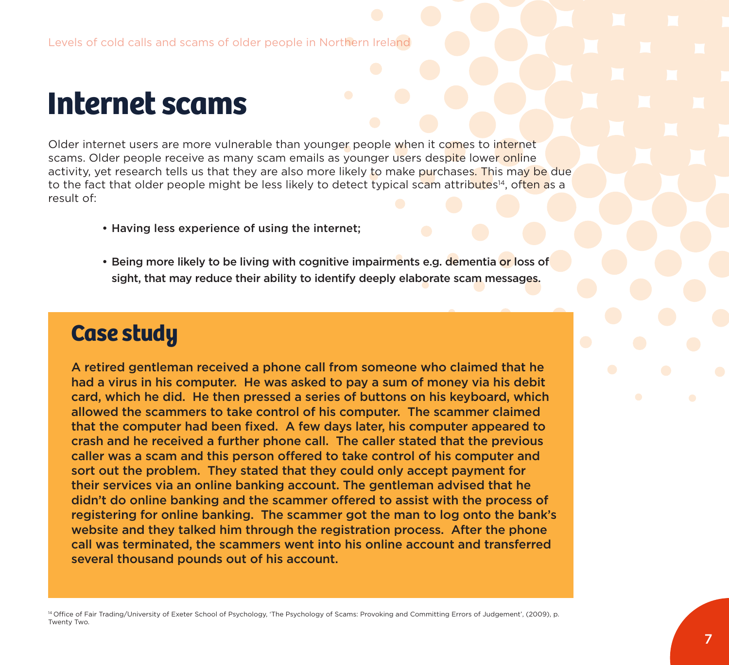# Internet scams

Older internet users are more vulnerable than younger people when it comes to internet scams. Older people receive as many scam emails as younger users despite lower online activity, yet research tells us that they are also more likely to make purchases. This may be due to the fact that older people might be less likely to detect typical scam attributes[14], often as a result of:

- **Having less experience of using the internet;**
- **Being more likely to be living with cognitive impairments e.g. dementia or loss of sight, that may reduce their ability to identify deeply elaborate scam messages.**

## Case study

**A retired gentleman received a phone call from someone who claimed that he had a virus in his computer. He was asked to pay a sum of money via his debit card, which he did. He then pressed a series of buttons on his keyboard, which allowed the scammers to take control of his computer. The scammer claimed that the computer had been fixed. A few days later, his computer appeared to crash and he received a further phone call. The caller stated that the previous caller was a scam and this person offered to take control of his computer and sort out the problem. They stated that they could only accept payment for their services via an online banking account. The gentleman advised that he didn't do online banking and the scammer offered to assist with the process of registering for online banking. The scammer got the man to log onto the bank's website and they talked him through the registration process. After the phone call was terminated, the scammers went into his online account and transferred several thousand pounds out of his account.**

[14] Office of Fair Trading/University of Exeter School of Psychology, 'The Psychology of Scams: Provoking and Committing Errors of Judgement', (2009), p. Twenty Two.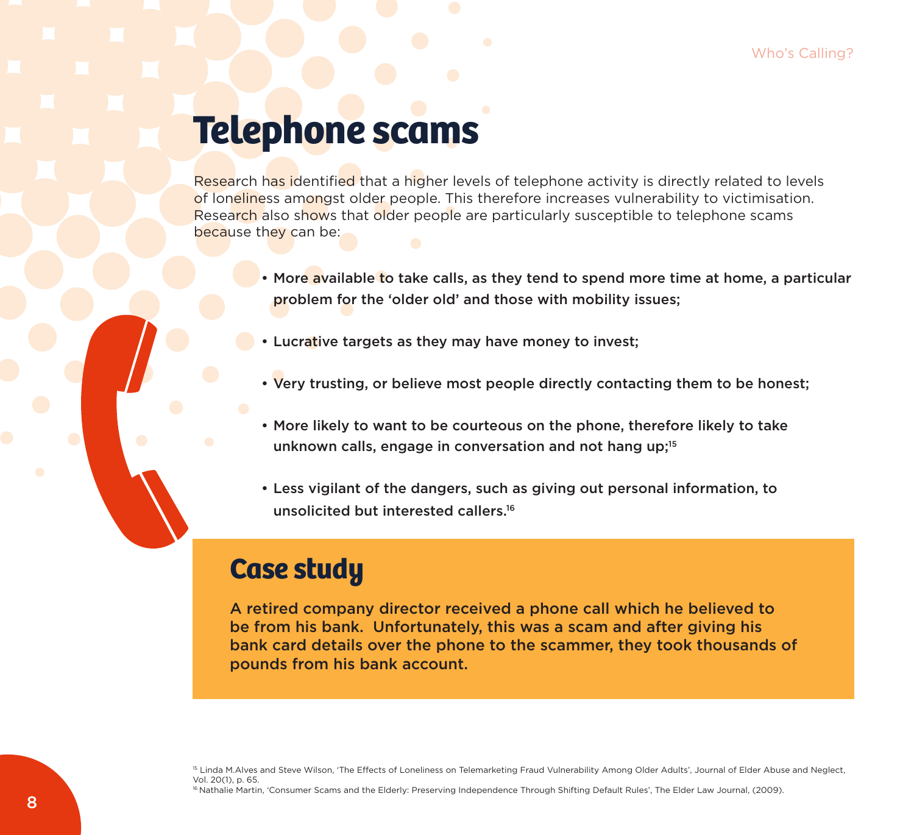# Telephone scams

Research has identified that a higher levels of telephone activity is directly related to levels of loneliness amongst older people. This therefore increases vulnerability to victimisation. Research also shows that older people are particularly susceptible to telephone scams because they can be:

- **More available to take calls, as they tend to spend more time at home, a particular problem for the 'older old' and those with mobility issues;**
- **Lucrative targets as they may have money to invest;**
- **Very trusting, or believe most people directly contacting them to be honest;**
- **More likely to want to be courteous on the phone, therefore likely to take unknown calls, engage in conversation and not hang up;**[15]
- **Less vigilant of the dangers, such as giving out personal information, to unsolicited but interested callers.**[16]

## Case study

**A retired company director received a phone call which he believed to be from his bank. Unfortunately, this was a scam and after giving his bank card details over the phone to the scammer, they took thousands of pounds from his bank account.**

[15] Linda M.Alves and Steve Wilson, 'The Effects of Loneliness on Telemarketing Fraud Vulnerability Among Older Adults', Journal of Elder Abuse and Neglect, Vol. 20(1), p. 65.

[16] Nathalie Martin, 'Consumer Scams and the Elderly: Preserving Independence Through Shifting Default Rules', The Elder Law Journal, (2009).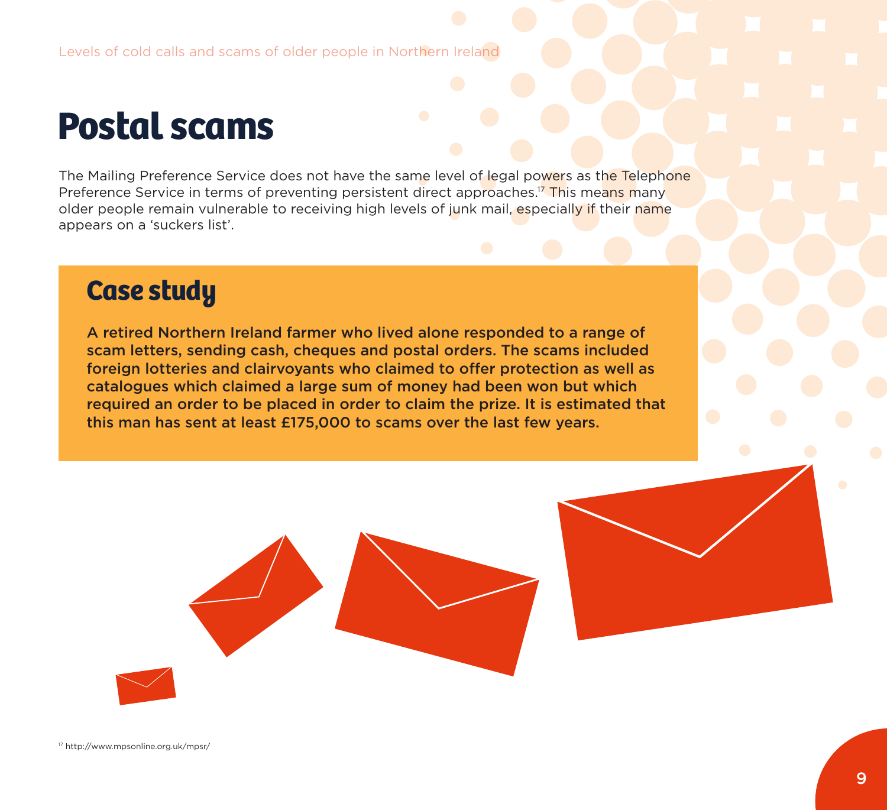# Postal scams

The Mailing Preference Service does not have the same level of legal powers as the Telephone Preference Service in terms of preventing persistent direct approaches.[17] This means many older people remain vulnerable to receiving high levels of junk mail, especially if their name appears on a 'suckers list'.

## Case study

**A retired Northern Ireland farmer who lived alone responded to a range of scam letters, sending cash, cheques and postal orders. The scams included foreign lotteries and clairvoyants who claimed to offer protection as well as catalogues which claimed a large sum of money had been won but which required an order to be placed in order to claim the prize. It is estimated that this man has sent at least £175,000 to scams over the last few years.**

[17] http://www.mpsonline.org.uk/mpsr/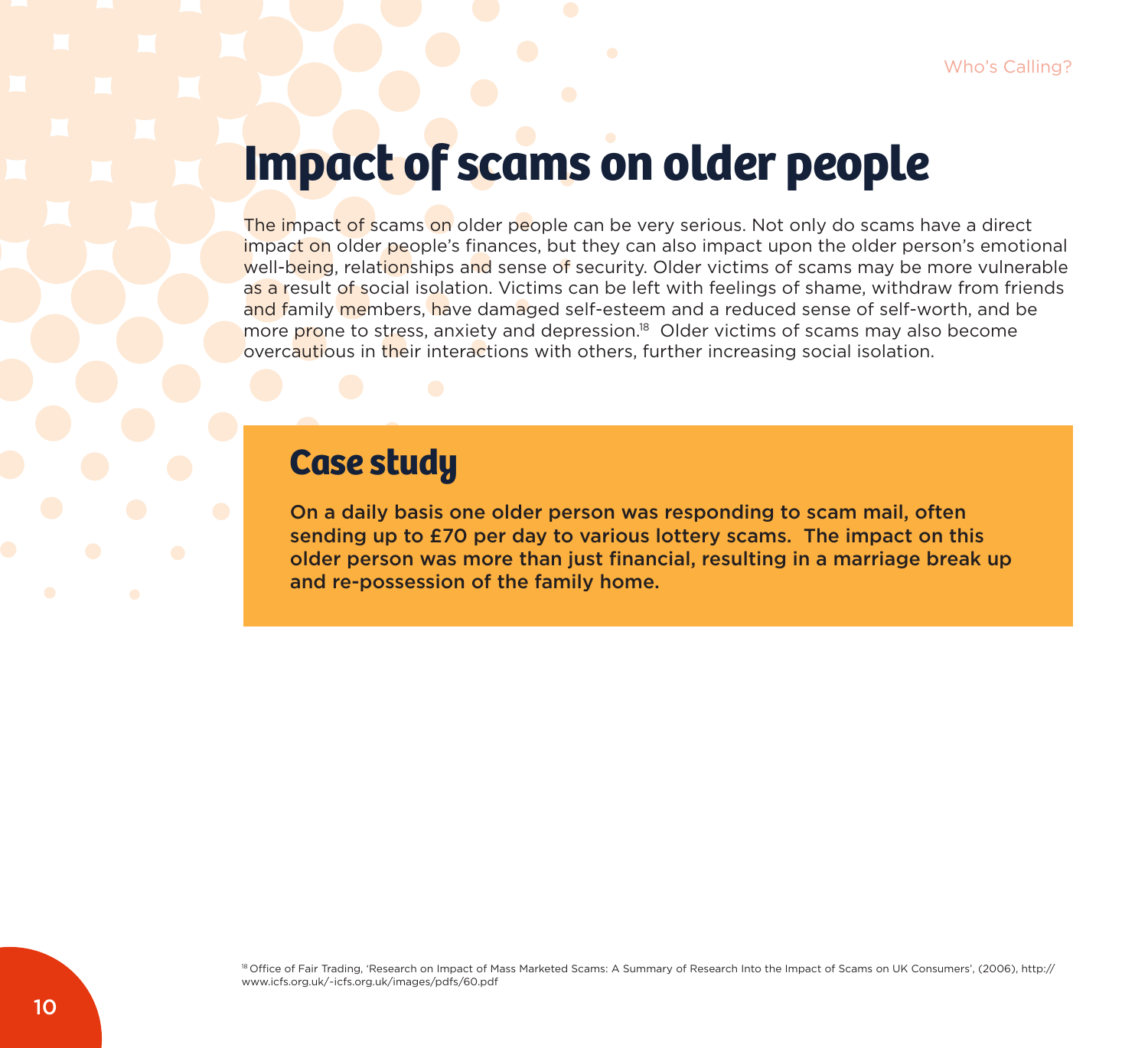# Impact of scams on older people

The impact of scams on older people can be very serious. Not only do scams have a direct impact on older people's finances, but they can also impact upon the older person's emotional well-being, relationships and sense of security. Older victims of scams may be more vulnerable as a result of social isolation. Victims can be left with feelings of shame, withdraw from friends and family members, have damaged self-esteem and a reduced sense of self-worth, and be more prone to stress, anxiety and depression.[18] Older victims of scams may also become overcautious in their interactions with others, further increasing social isolation.

## Case study

**On a daily basis one older person was responding to scam mail, often sending up to £70 per day to various lottery scams. The impact on this older person was more than just financial, resulting in a marriage break up and re-possession of the family home.**

[18] Office of Fair Trading, 'Research on Impact of Mass Marketed Scams: A Summary of Research Into the Impact of Scams on UK Consumers', (2006), http://www.icfs.org.uk/-icfs.org.uk/images/pdfs/60.pdf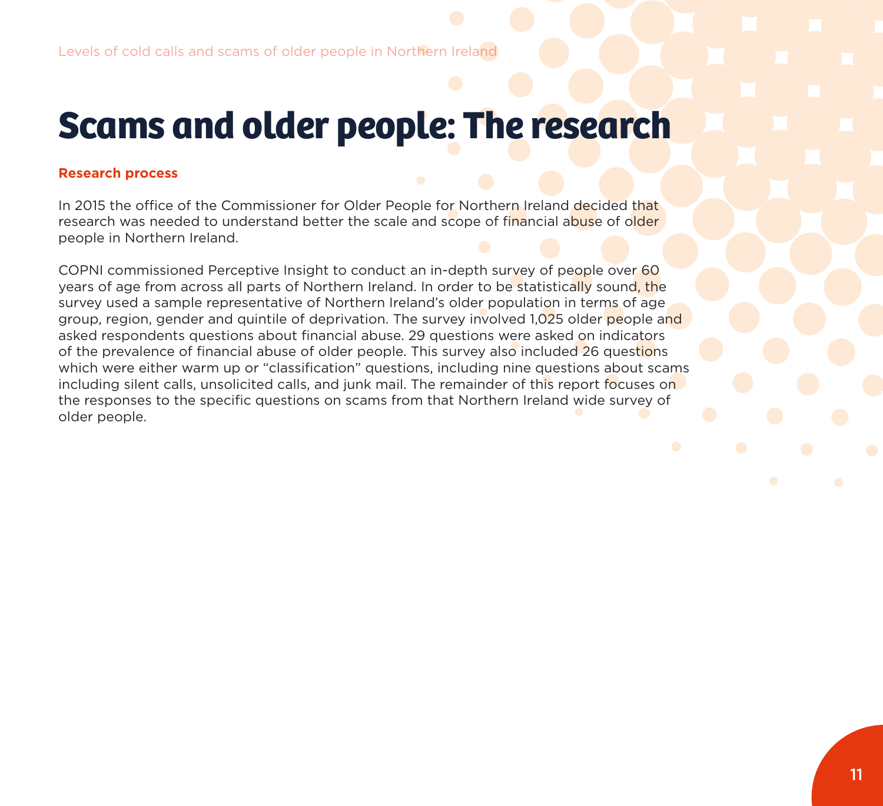# Scams and older people: The research

### Research process

In 2015 the office of the Commissioner for Older People for Northern Ireland decided that research was needed to understand better the scale and scope of financial abuse of older people in Northern Ireland.

COPNI commissioned Perceptive Insight to conduct an in-depth survey of people over 60 years of age from across all parts of Northern Ireland. In order to be statistically sound, the survey used a sample representative of Northern Ireland's older population in terms of age group, region, gender and quintile of deprivation. The survey involved 1,025 older people and asked respondents questions about financial abuse. 29 questions were asked on indicators of the prevalence of financial abuse of older people. This survey also included 26 questions which were either warm up or "classification" questions, including nine questions about scams including silent calls, unsolicited calls, and junk mail. The remainder of this report focuses on the responses to the specific questions on scams from that Northern Ireland wide survey of older people.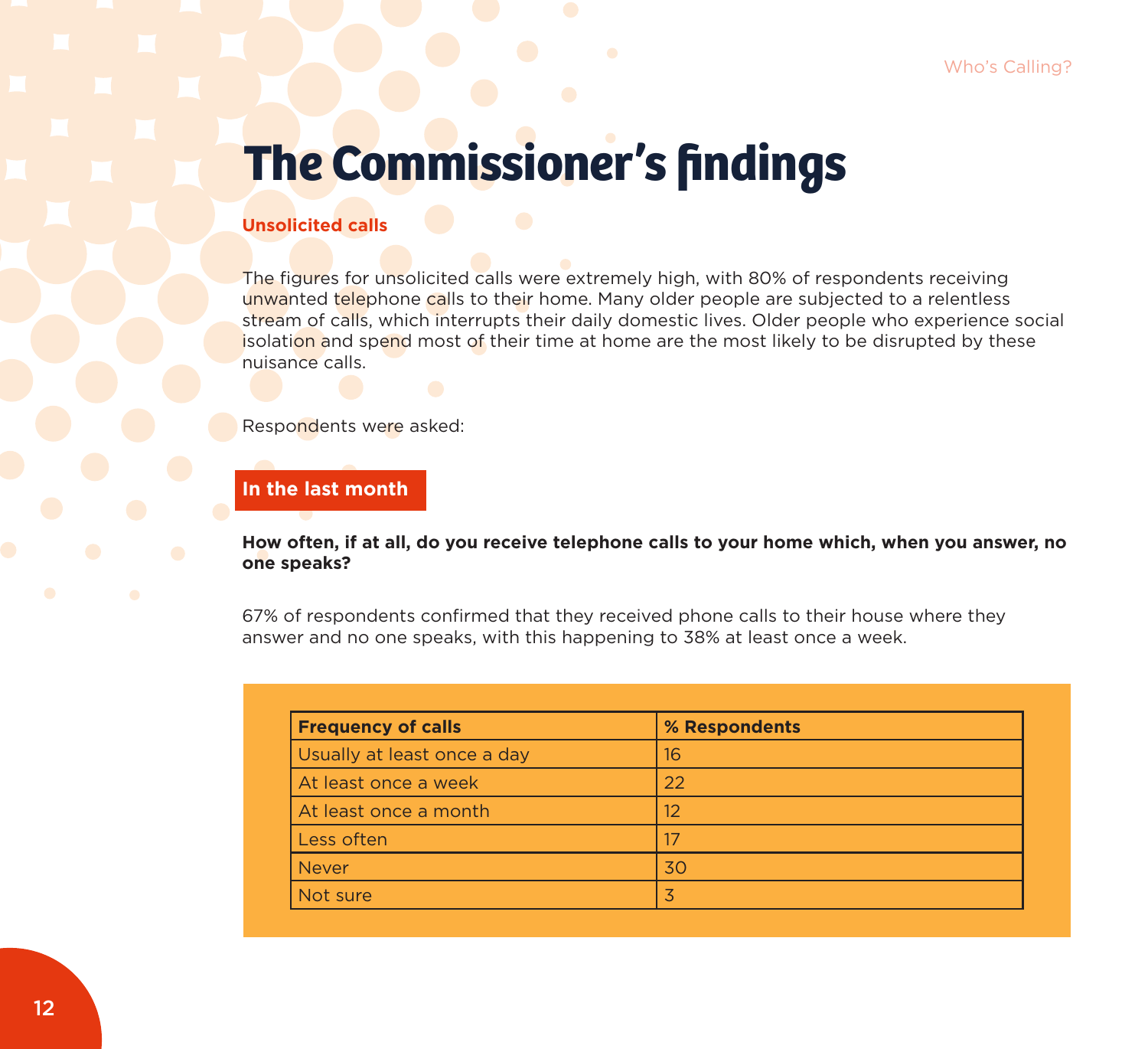# The Commissioner's findings

## Unsolicited calls

The figures for unsolicited calls were extremely high, with 80% of respondents receiving unwanted telephone calls to their home. Many older people are subjected to a relentless stream of calls, which interrupts their daily domestic lives. Older people who experience social isolation and spend most of their time at home are the most likely to be disrupted by these nuisance calls.

Respondents were asked:

### In the last month

**How often, if at all, do you receive telephone calls to your home which, when you answer, no one speaks?**

67% of respondents confirmed that they received phone calls to their house where they answer and no one speaks, with this happening to 38% at least once a week.

| Frequency of calls | % Respondents |
|---|---|
| Usually at least once a day | 16 |
| At least once a week | 22 |
| At least once a month | 12 |
| Less often | 17 |
| Never | 30 |
| Not sure | 3 |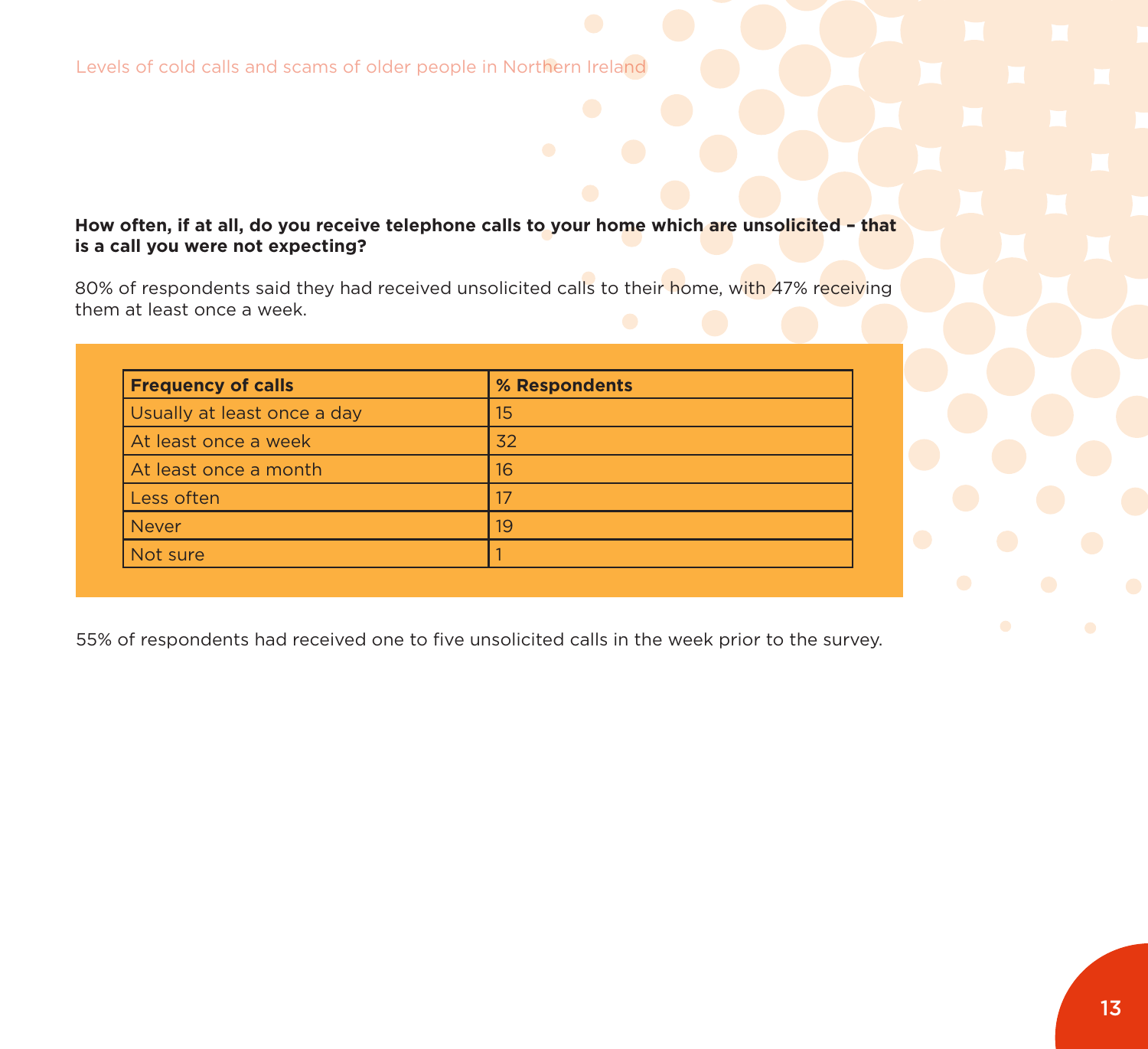**How often, if at all, do you receive telephone calls to your home which are unsolicited – that is a call you were not expecting?**

80% of respondents said they had received unsolicited calls to their home, with 47% receiving them at least once a week.

| Frequency of calls | % Respondents |
|---|---|
| Usually at least once a day | 15 |
| At least once a week | 32 |
| At least once a month | 16 |
| Less often | 17 |
| Never | 19 |
| Not sure | 1 |

55% of respondents had received one to five unsolicited calls in the week prior to the survey.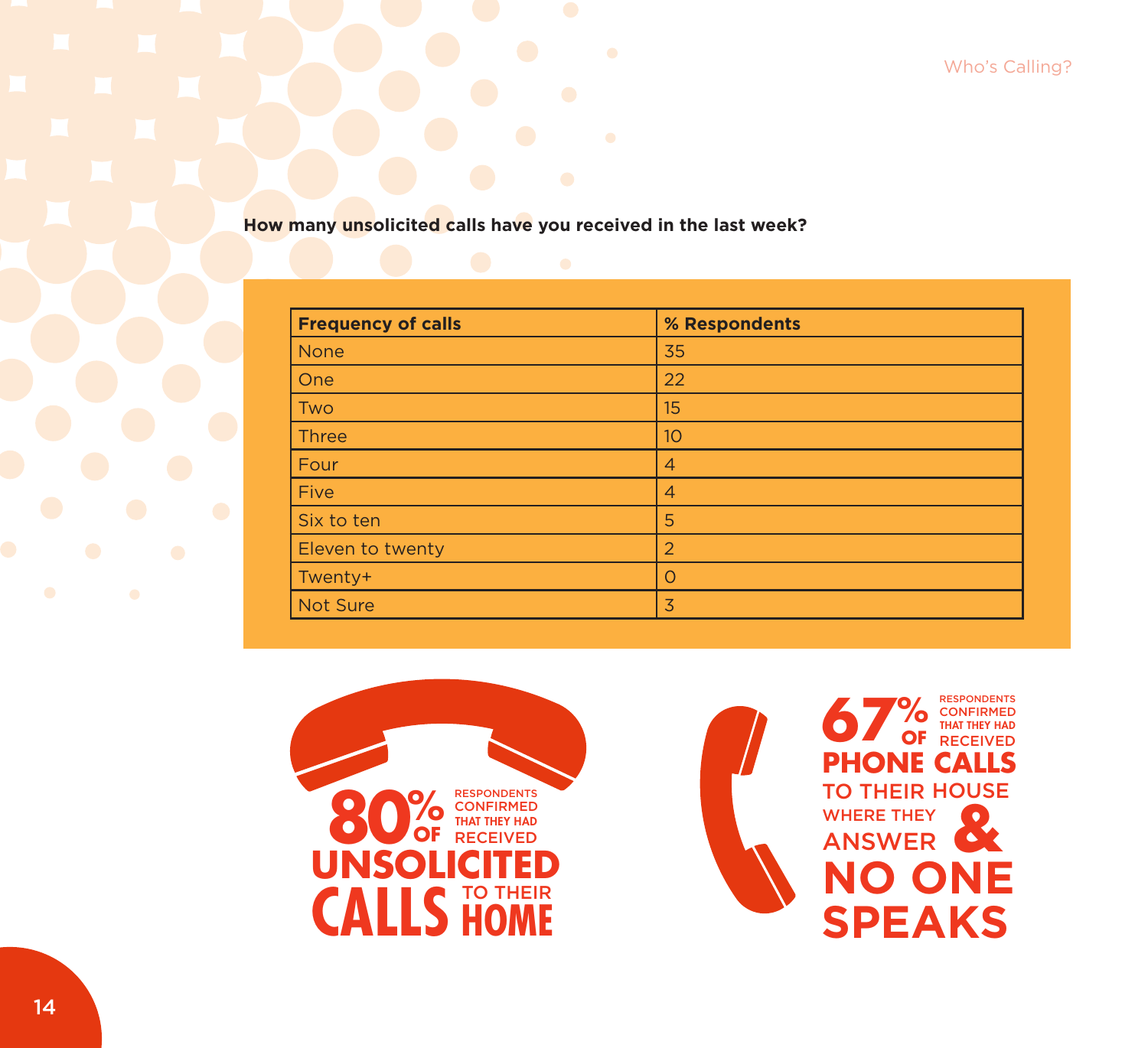**How many unsolicited calls have you received in the last week?**

| Frequency of calls | % Respondents |
|---|---|
| None | 35 |
| One | 22 |
| Two | 15 |
| Three | 10 |
| Four | 4 |
| Five | 4 |
| Six to ten | 5 |
| Eleven to twenty | 2 |
| Twenty+ | 0 |
| Not Sure | 3 |

**80% OF RESPONDENTS CONFIRMED THAT THEY HAD RECEIVED UNSOLICITED CALLS TO THEIR HOME**

**67% OF RESPONDENTS CONFIRMED THAT THEY HAD RECEIVED PHONE CALLS TO THEIR HOUSE WHERE THEY ANSWER & NO ONE SPEAKS**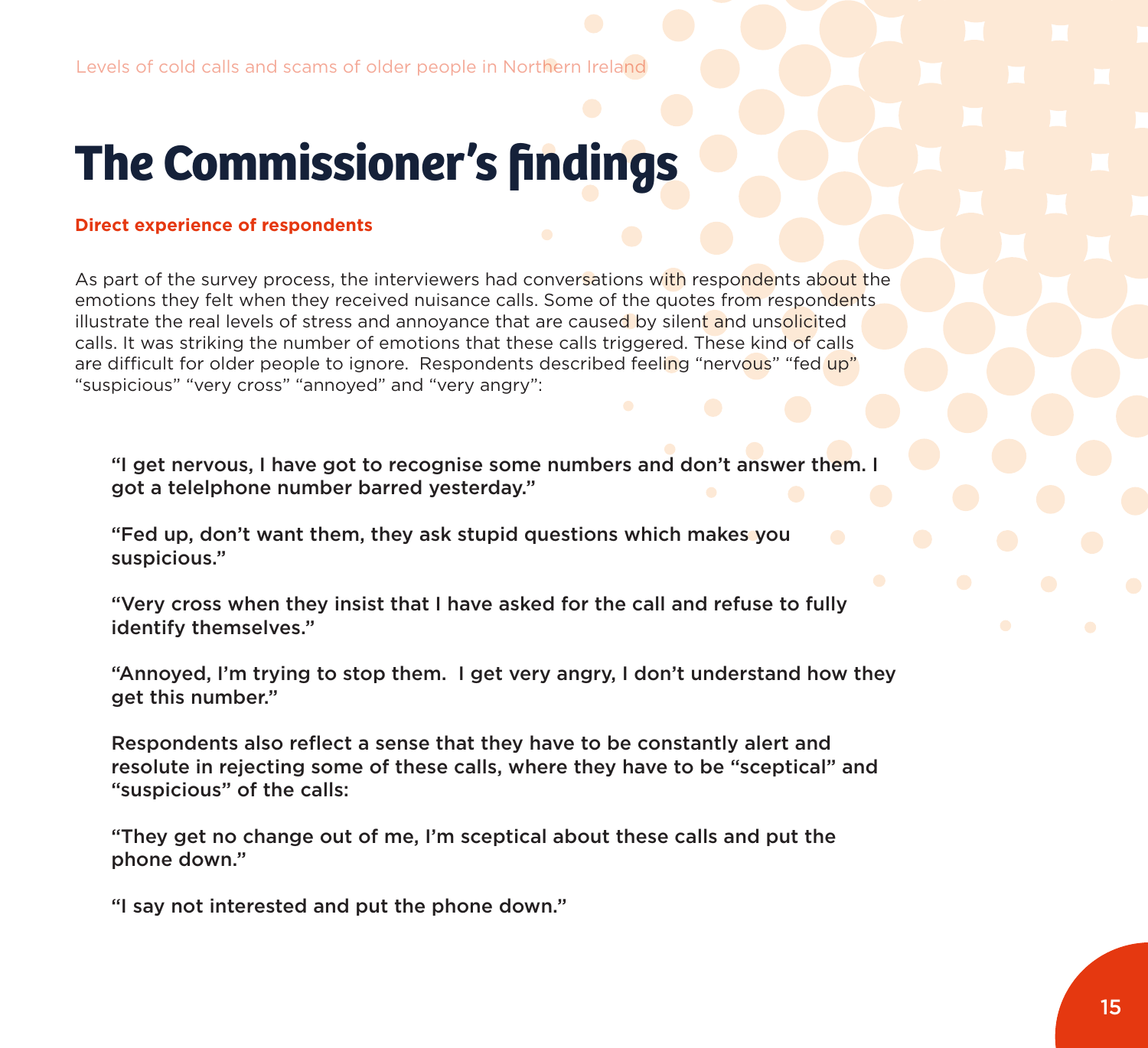# The Commissioner's findings

**Direct experience of respondents**

As part of the survey process, the interviewers had conversations with respondents about the emotions they felt when they received nuisance calls. Some of the quotes from respondents illustrate the real levels of stress and annoyance that are caused by silent and unsolicited calls. It was striking the number of emotions that these calls triggered. These kind of calls are difficult for older people to ignore. Respondents described feeling "nervous" "fed up" "suspicious" "very cross" "annoyed" and "very angry":

**"I get nervous, I have got to recognise some numbers and don't answer them. I got a telelphone number barred yesterday."**

**"Fed up, don't want them, they ask stupid questions which makes you suspicious."**

**"Very cross when they insist that I have asked for the call and refuse to fully identify themselves."**

**"Annoyed, I'm trying to stop them. I get very angry, I don't understand how they get this number."**

**Respondents also reflect a sense that they have to be constantly alert and resolute in rejecting some of these calls, where they have to be "sceptical" and "suspicious" of the calls:**

**"They get no change out of me, I'm sceptical about these calls and put the phone down."**

**"I say not interested and put the phone down."**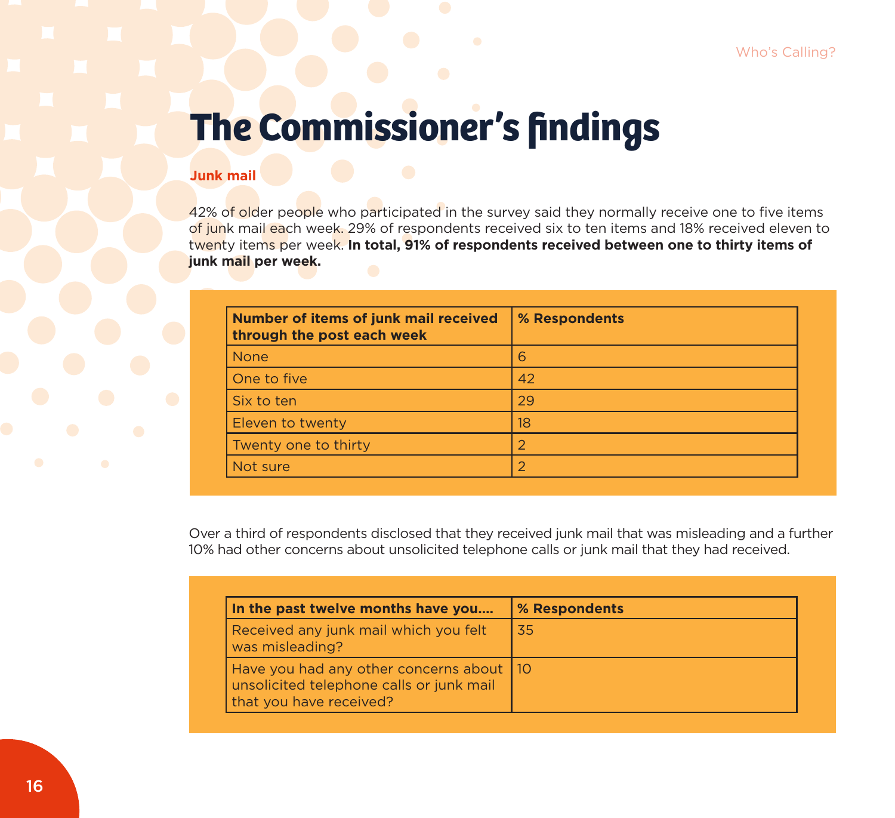# The Commissioner's findings

## Junk mail

42% of older people who participated in the survey said they normally receive one to five items of junk mail each week. 29% of respondents received six to ten items and 18% received eleven to twenty items per week. **In total, 91% of respondents received between one to thirty items of junk mail per week.**

| Number of items of junk mail received through the post each week | % Respondents |
|---|---|
| None | 6 |
| One to five | 42 |
| Six to ten | 29 |
| Eleven to twenty | 18 |
| Twenty one to thirty | 2 |
| Not sure | 2 |

Over a third of respondents disclosed that they received junk mail that was misleading and a further 10% had other concerns about unsolicited telephone calls or junk mail that they had received.

| In the past twelve months have you.... | % Respondents |
|---|---|
| Received any junk mail which you felt was misleading? | 35 |
| Have you had any other concerns about unsolicited telephone calls or junk mail that you have received? | 10 |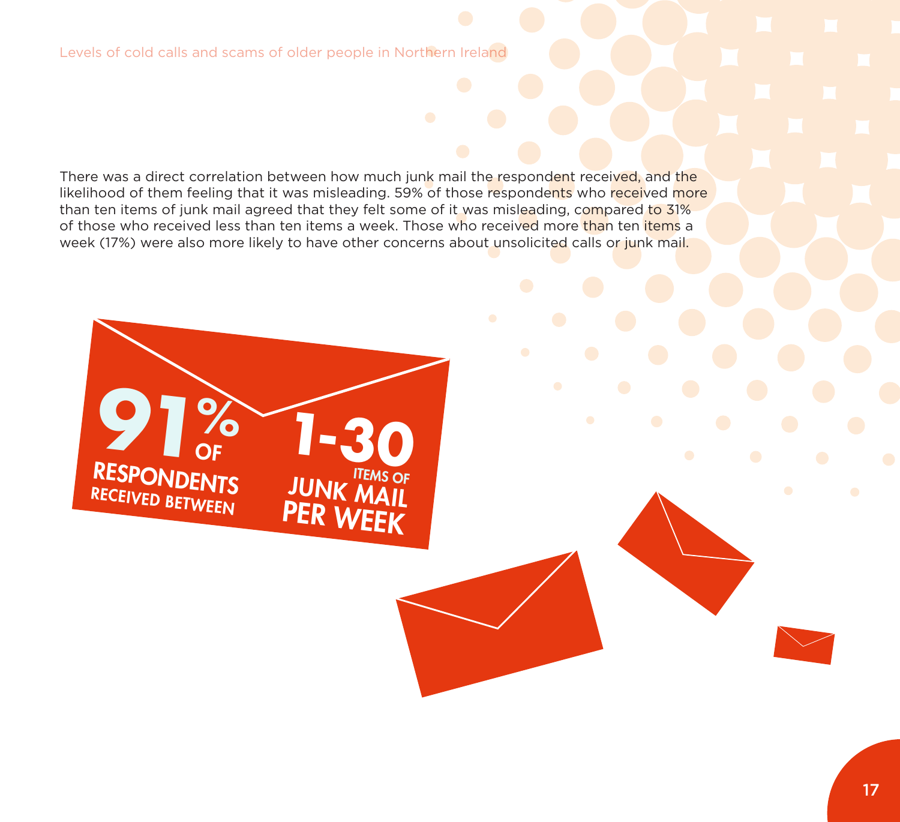There was a direct correlation between how much junk mail the respondent received, and the likelihood of them feeling that it was misleading. 59% of those respondents who received more than ten items of junk mail agreed that they felt some of it was misleading, compared to 31% of those who received less than ten items a week. Those who received more than ten items a week (17%) were also more likely to have other concerns about unsolicited calls or junk mail.

**91% OF RESPONDENTS RECEIVED BETWEEN 1-30 ITEMS OF JUNK MAIL PER WEEK**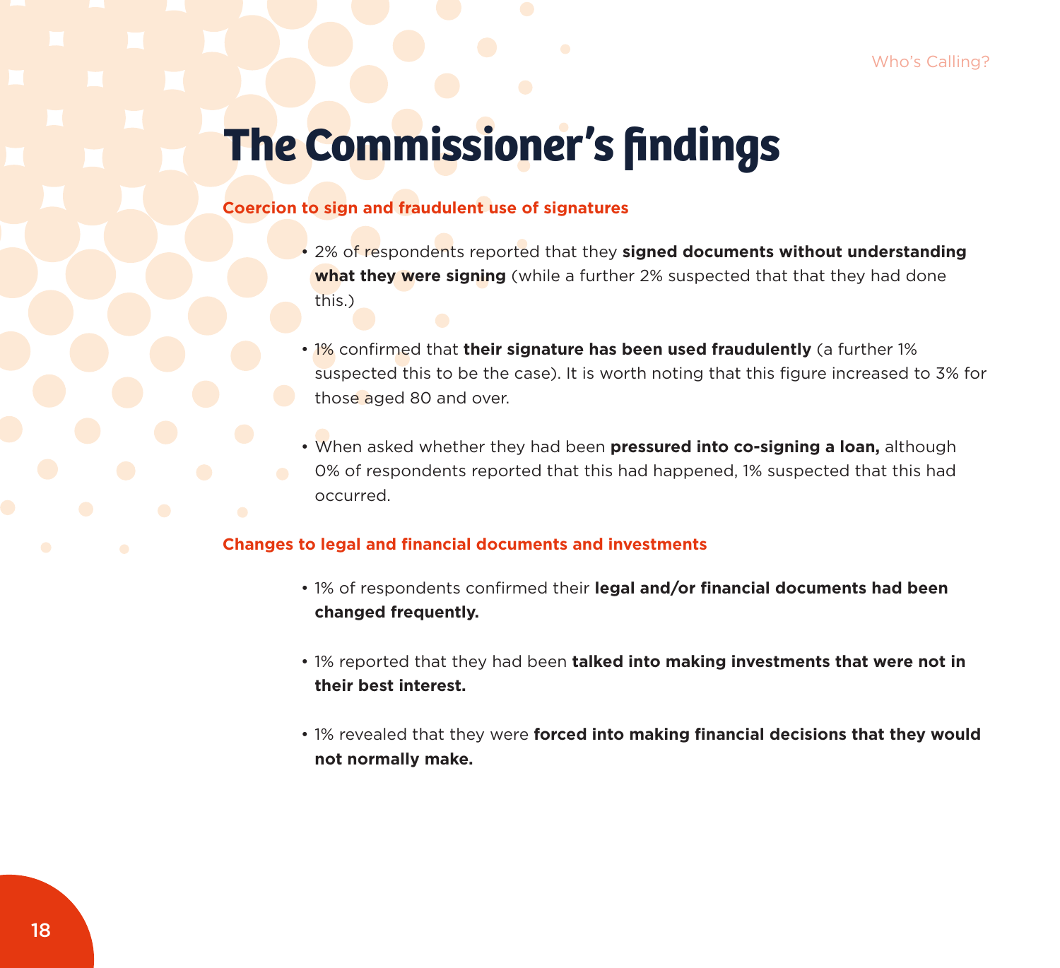# The Commissioner's findings

## Coercion to sign and fraudulent use of signatures

- 2% of respondents reported that they **signed documents without understanding what they were signing** (while a further 2% suspected that that they had done this.)
- 1% confirmed that **their signature has been used fraudulently** (a further 1% suspected this to be the case). It is worth noting that this figure increased to 3% for those aged 80 and over.
- When asked whether they had been **pressured into co-signing a loan,** although 0% of respondents reported that this had happened, 1% suspected that this had occurred.

## Changes to legal and financial documents and investments

- 1% of respondents confirmed their **legal and/or financial documents had been changed frequently.**
- 1% reported that they had been **talked into making investments that were not in their best interest.**
- 1% revealed that they were **forced into making financial decisions that they would not normally make.**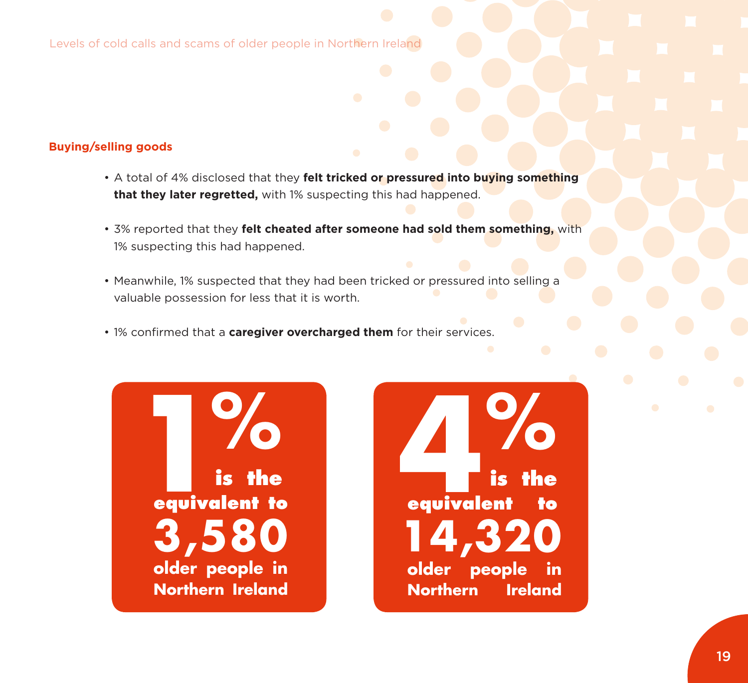### Buying/selling goods

- A total of 4% disclosed that they **felt tricked or pressured into buying something that they later regretted,** with 1% suspecting this had happened.
- 3% reported that they **felt cheated after someone had sold them something,** with 1% suspecting this had happened.
- Meanwhile, 1% suspected that they had been tricked or pressured into selling a valuable possession for less that it is worth.
- 1% confirmed that a **caregiver overcharged them** for their services.

**1% is the equivalent to 3,580 older people in Northern Ireland**

**4% is the equivalent to 14,320 older people in Northern Ireland**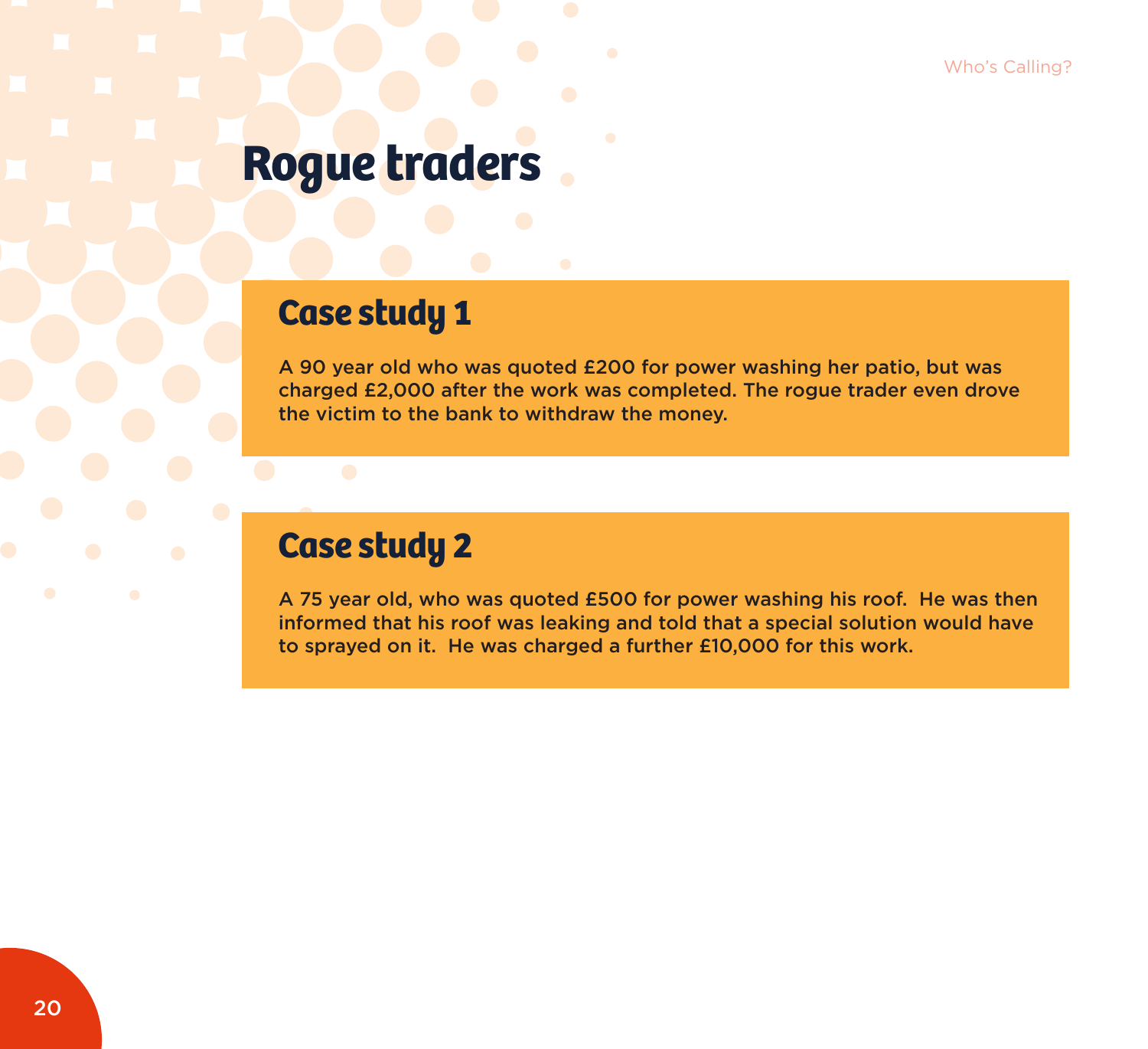# Rogue traders

## Case study 1

A 90 year old who was quoted £200 for power washing her patio, but was charged £2,000 after the work was completed. The rogue trader even drove the victim to the bank to withdraw the money.

## Case study 2

A 75 year old, who was quoted £500 for power washing his roof. He was then informed that his roof was leaking and told that a special solution would have to sprayed on it. He was charged a further £10,000 for this work.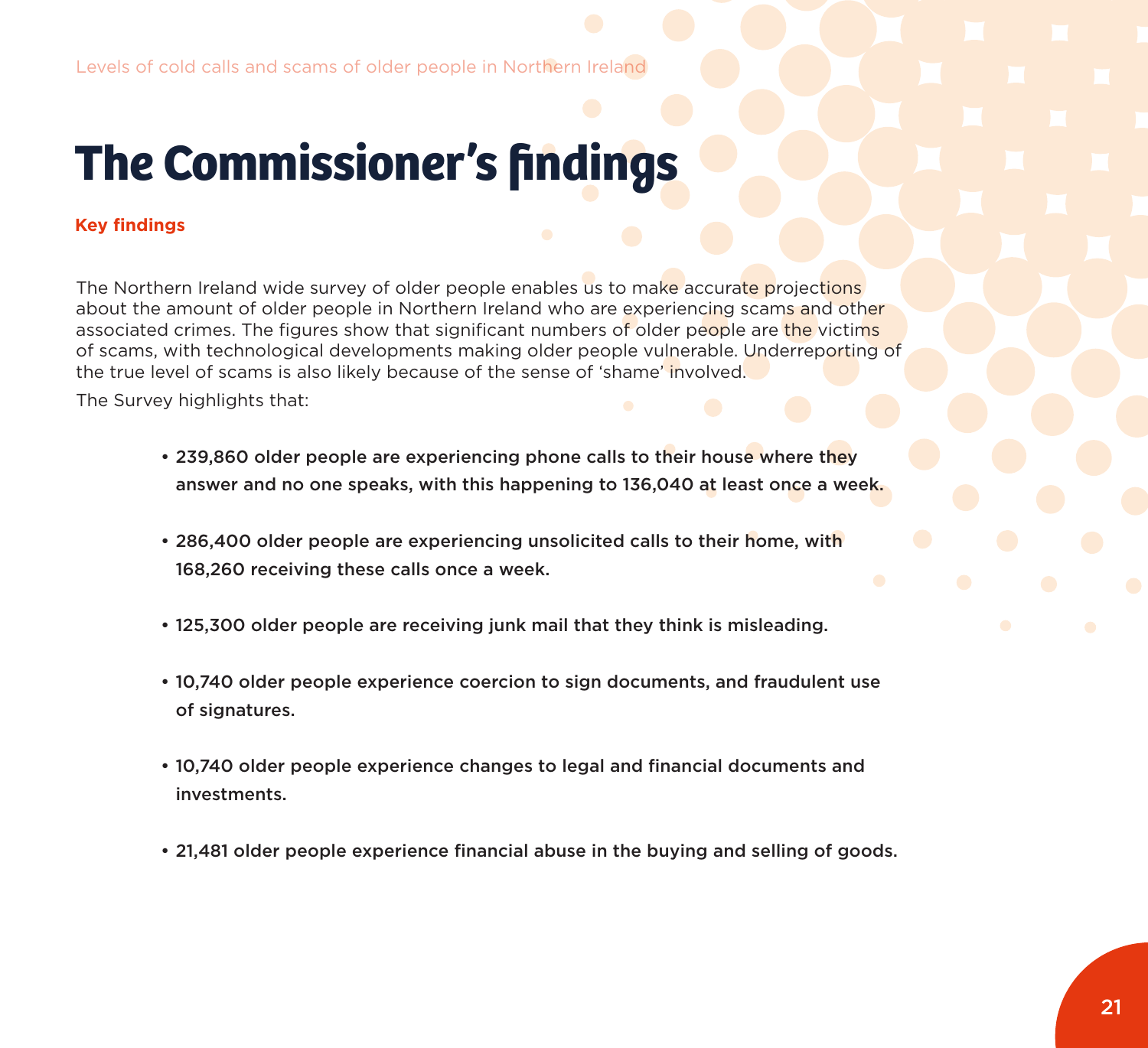# The Commissioner's findings

**Key findings**

The Northern Ireland wide survey of older people enables us to make accurate projections about the amount of older people in Northern Ireland who are experiencing scams and other associated crimes. The figures show that significant numbers of older people are the victims of scams, with technological developments making older people vulnerable. Underreporting of the true level of scams is also likely because of the sense of 'shame' involved.

The Survey highlights that:

- **239,860 older people are experiencing phone calls to their house where they answer and no one speaks, with this happening to 136,040 at least once a week.**
- **286,400 older people are experiencing unsolicited calls to their home, with 168,260 receiving these calls once a week.**
- **125,300 older people are receiving junk mail that they think is misleading.**
- **10,740 older people experience coercion to sign documents, and fraudulent use of signatures.**
- **10,740 older people experience changes to legal and financial documents and investments.**
- **21,481 older people experience financial abuse in the buying and selling of goods.**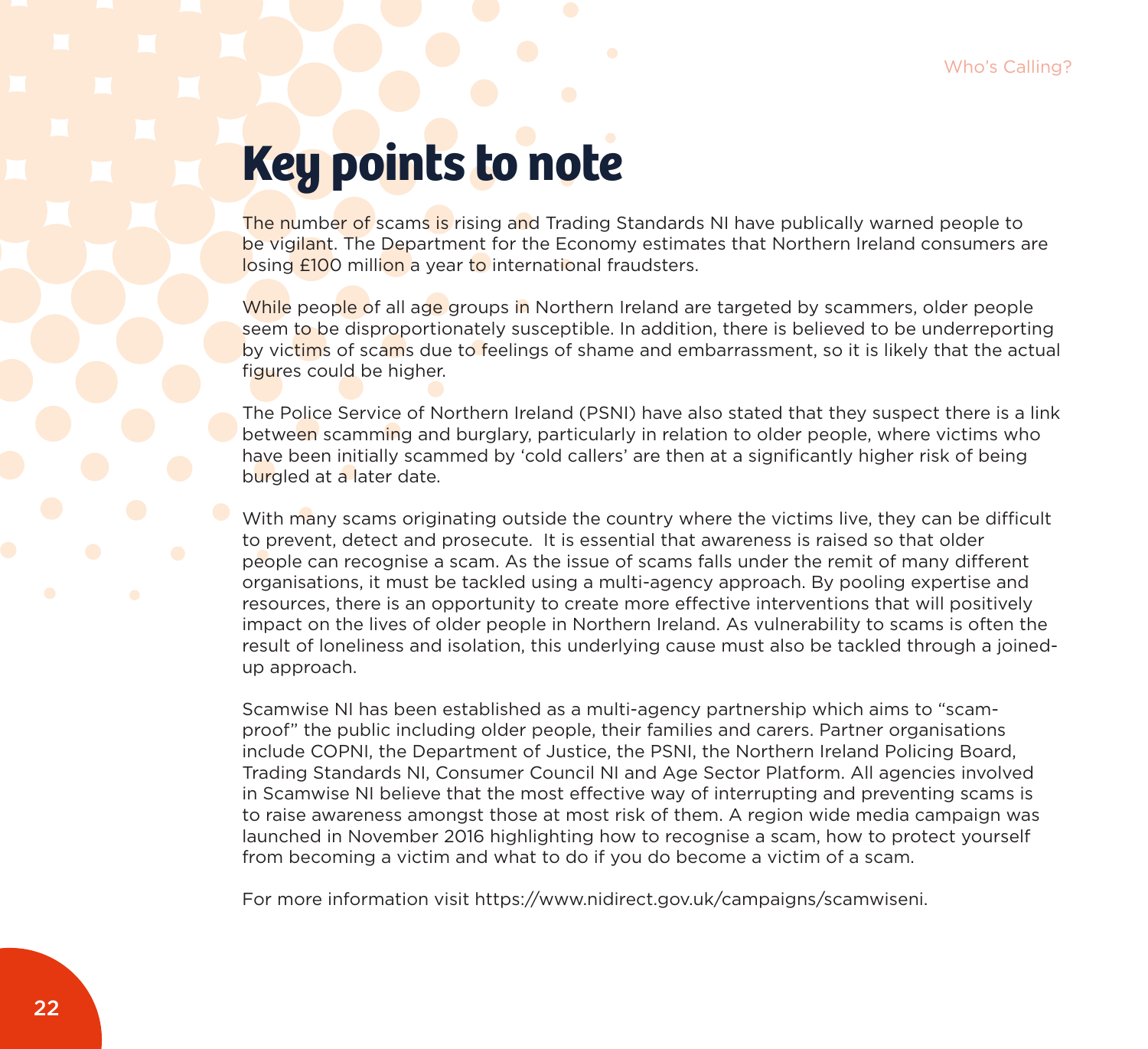# Key points to note

The number of scams is rising and Trading Standards NI have publically warned people to be vigilant. The Department for the Economy estimates that Northern Ireland consumers are losing £100 million a year to international fraudsters.

While people of all age groups in Northern Ireland are targeted by scammers, older people seem to be disproportionately susceptible. In addition, there is believed to be underreporting by victims of scams due to feelings of shame and embarrassment, so it is likely that the actual figures could be higher.

The Police Service of Northern Ireland (PSNI) have also stated that they suspect there is a link between scamming and burglary, particularly in relation to older people, where victims who have been initially scammed by 'cold callers' are then at a significantly higher risk of being burgled at a later date.

With many scams originating outside the country where the victims live, they can be difficult to prevent, detect and prosecute. It is essential that awareness is raised so that older people can recognise a scam. As the issue of scams falls under the remit of many different organisations, it must be tackled using a multi-agency approach. By pooling expertise and resources, there is an opportunity to create more effective interventions that will positively impact on the lives of older people in Northern Ireland. As vulnerability to scams is often the result of loneliness and isolation, this underlying cause must also be tackled through a joined-up approach.

Scamwise NI has been established as a multi-agency partnership which aims to "scam-proof" the public including older people, their families and carers. Partner organisations include COPNI, the Department of Justice, the PSNI, the Northern Ireland Policing Board, Trading Standards NI, Consumer Council NI and Age Sector Platform. All agencies involved in Scamwise NI believe that the most effective way of interrupting and preventing scams is to raise awareness amongst those at most risk of them. A region wide media campaign was launched in November 2016 highlighting how to recognise a scam, how to protect yourself from becoming a victim and what to do if you do become a victim of a scam.

For more information visit https://www.nidirect.gov.uk/campaigns/scamwiseni.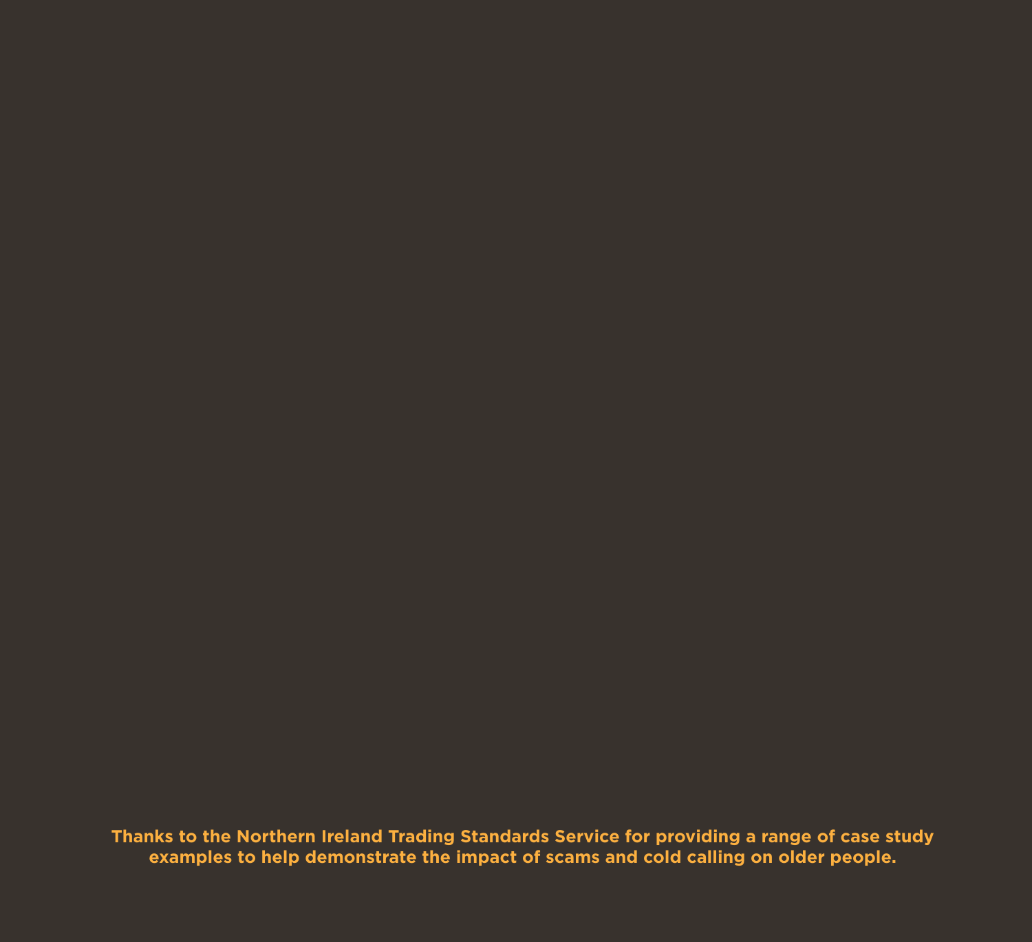**Thanks to the Northern Ireland Trading Standards Service for providing a range of case study examples to help demonstrate the impact of scams and cold calling on older people.**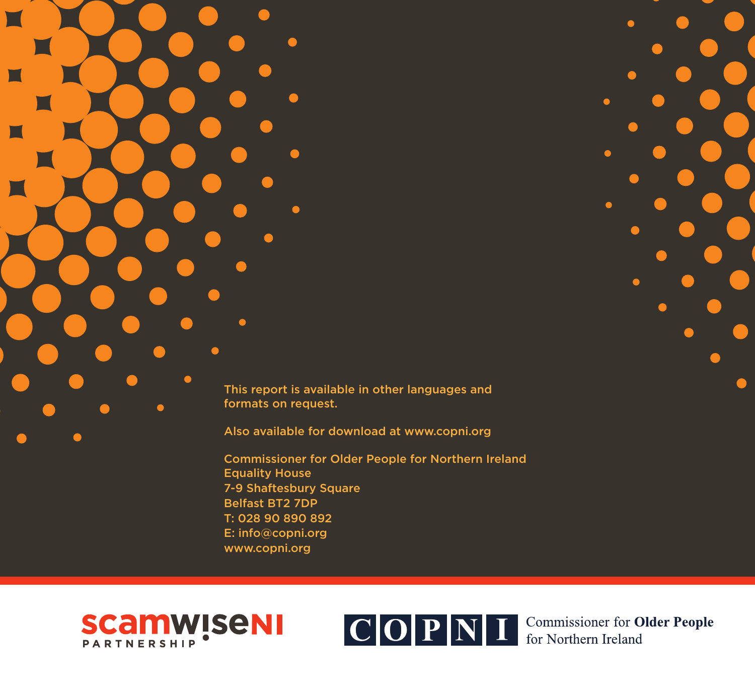This report is available in other languages and formats on request.

Also available for download at www.copni.org

Commissioner for Older People for Northern Ireland
Equality House
7-9 Shaftesbury Square
Belfast BT2 7DP
T: 028 90 890 892
E: info@copni.org
www.copni.org

scamwiseNI PARTNERSHIP

COPNI Commissioner for Older People for Northern Ireland